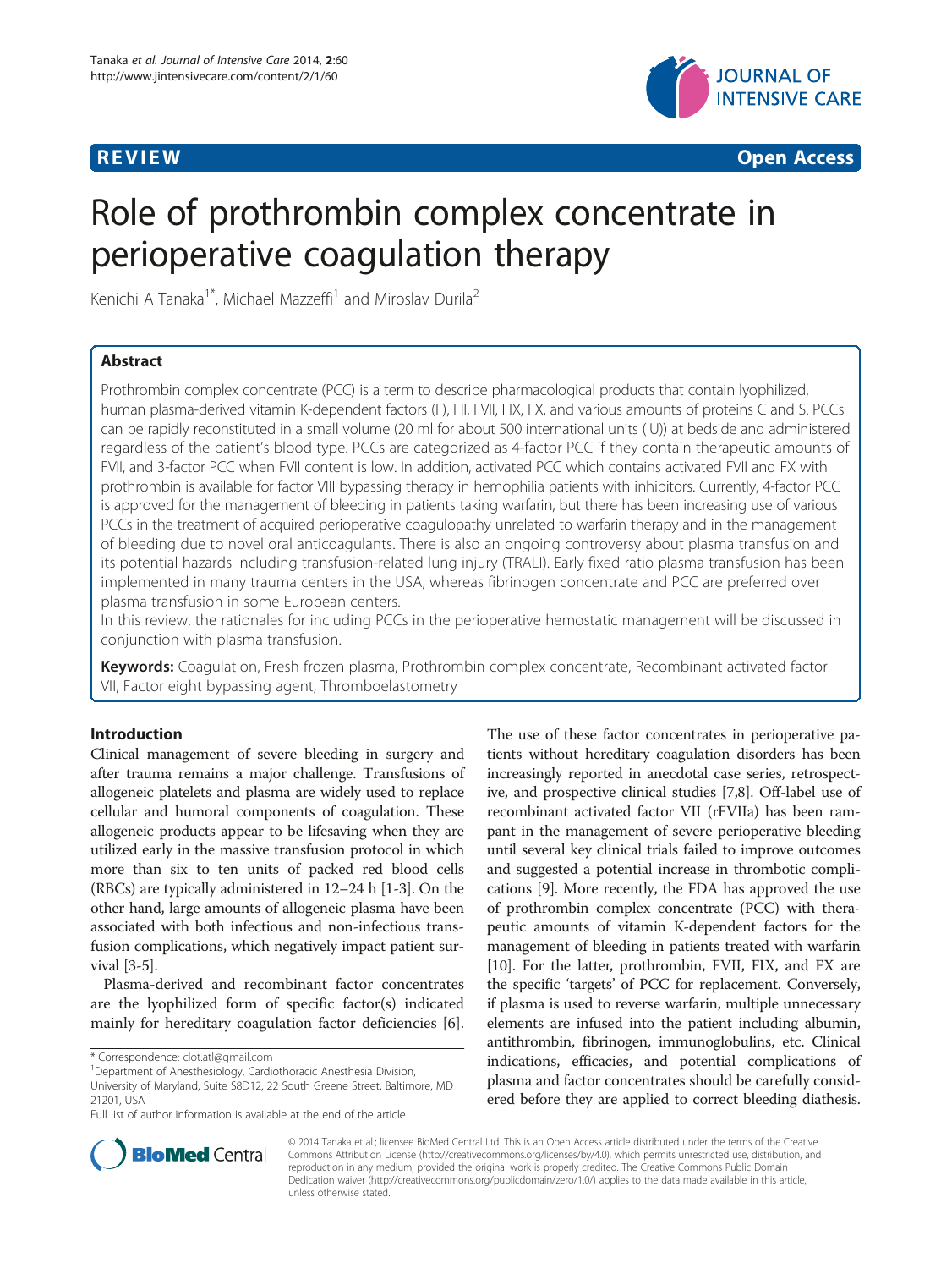REVIEW Open Access

# Role of prothrombin complex concentrate in perioperative coagulation therapy

Kenichi A Tanaka[1*], Michael Mazzeffi[1] and Miroslav Durila[2]

## Abstract

Prothrombin complex concentrate (PCC) is a term to describe pharmacological products that contain lyophilized, human plasma-derived vitamin K-dependent factors (F), FII, FVII, FIX, FX, and various amounts of proteins C and S. PCCs can be rapidly reconstituted in a small volume (20 ml for about 500 international units (IU)) at bedside and administered regardless of the patient's blood type. PCCs are categorized as 4-factor PCC if they contain therapeutic amounts of FVII, and 3-factor PCC when FVII content is low. In addition, activated PCC which contains activated FVII and FX with prothrombin is available for factor VIII bypassing therapy in hemophilia patients with inhibitors. Currently, 4-factor PCC is approved for the management of bleeding in patients taking warfarin, but there has been increasing use of various PCCs in the treatment of acquired perioperative coagulopathy unrelated to warfarin therapy and in the management of bleeding due to novel oral anticoagulants. There is also an ongoing controversy about plasma transfusion and its potential hazards including transfusion-related lung injury (TRALI). Early fixed ratio plasma transfusion has been implemented in many trauma centers in the USA, whereas fibrinogen concentrate and PCC are preferred over plasma transfusion in some European centers.

In this review, the rationales for including PCCs in the perioperative hemostatic management will be discussed in conjunction with plasma transfusion.

**Keywords:** Coagulation, Fresh frozen plasma, Prothrombin complex concentrate, Recombinant activated factor VII, Factor eight bypassing agent, Thromboelastometry

## Introduction

Clinical management of severe bleeding in surgery and after trauma remains a major challenge. Transfusions of allogeneic platelets and plasma are widely used to replace cellular and humoral components of coagulation. These allogeneic products appear to be lifesaving when they are utilized early in the massive transfusion protocol in which more than six to ten units of packed red blood cells (RBCs) are typically administered in 12–24 h [1-3]. On the other hand, large amounts of allogeneic plasma have been associated with both infectious and non-infectious transfusion complications, which negatively impact patient survival [3-5].

Plasma-derived and recombinant factor concentrates are the lyophilized form of specific factor(s) indicated mainly for hereditary coagulation factor deficiencies [6]. The use of these factor concentrates in perioperative patients without hereditary coagulation disorders has been increasingly reported in anecdotal case series, retrospective, and prospective clinical studies [7,8]. Off-label use of recombinant activated factor VII (rFVIIa) has been rampant in the management of severe perioperative bleeding until several key clinical trials failed to improve outcomes and suggested a potential increase in thrombotic complications [9]. More recently, the FDA has approved the use of prothrombin complex concentrate (PCC) with therapeutic amounts of vitamin K-dependent factors for the management of bleeding in patients treated with warfarin [10]. For the latter, prothrombin, FVII, FIX, and FX are the specific 'targets' of PCC for replacement. Conversely, if plasma is used to reverse warfarin, multiple unnecessary elements are infused into the patient including albumin, antithrombin, fibrinogen, immunoglobulins, etc. Clinical indications, efficacies, and potential complications of plasma and factor concentrates should be carefully considered before they are applied to correct bleeding diathesis.

\* Correspondence: clot.atl@gmail.com

[1]Department of Anesthesiology, Cardiothoracic Anesthesia Division, University of Maryland, Suite S8D12, 22 South Greene Street, Baltimore, MD 21201, USA

Full list of author information is available at the end of the article

© 2014 Tanaka et al.; licensee BioMed Central Ltd. This is an Open Access article distributed under the terms of the Creative Commons Attribution License (http://creativecommons.org/licenses/by/4.0), which permits unrestricted use, distribution, and reproduction in any medium, provided the original work is properly credited. The Creative Commons Public Domain Dedication waiver (http://creativecommons.org/publicdomain/zero/1.0/) applies to the data made available in this article, unless otherwise stated.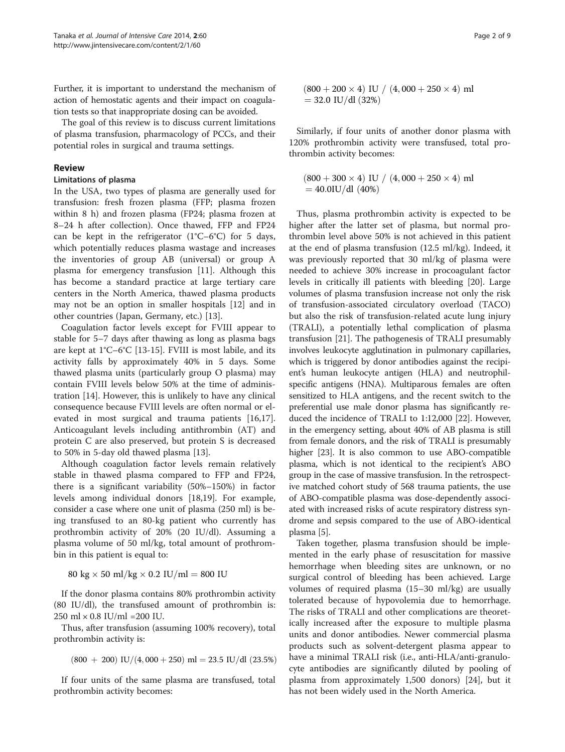Further, it is important to understand the mechanism of action of hemostatic agents and their impact on coagulation tests so that inappropriate dosing can be avoided.

The goal of this review is to discuss current limitations of plasma transfusion, pharmacology of PCCs, and their potential roles in surgical and trauma settings.

## Review

### Limitations of plasma

In the USA, two types of plasma are generally used for transfusion: fresh frozen plasma (FFP; plasma frozen within 8 h) and frozen plasma (FP24; plasma frozen at 8–24 h after collection). Once thawed, FFP and FP24 can be kept in the refrigerator (1°C–6°C) for 5 days, which potentially reduces plasma wastage and increases the inventories of group AB (universal) or group A plasma for emergency transfusion [11]. Although this has become a standard practice at large tertiary care centers in the North America, thawed plasma products may not be an option in smaller hospitals [12] and in other countries (Japan, Germany, etc.) [13].

Coagulation factor levels except for FVIII appear to stable for 5–7 days after thawing as long as plasma bags are kept at 1°C–6°C [13-15]. FVIII is most labile, and its activity falls by approximately 40% in 5 days. Some thawed plasma units (particularly group O plasma) may contain FVIII levels below 50% at the time of administration [14]. However, this is unlikely to have any clinical consequence because FVIII levels are often normal or elevated in most surgical and trauma patients [16,17]. Anticoagulant levels including antithrombin (AT) and protein C are also preserved, but protein S is decreased to 50% in 5-day old thawed plasma [13].

Although coagulation factor levels remain relatively stable in thawed plasma compared to FFP and FP24, there is a significant variability (50%–150%) in factor levels among individual donors [18,19]. For example, consider a case where one unit of plasma (250 ml) is being transfused to an 80-kg patient who currently has prothrombin activity of 20% (20 IU/dl). Assuming a plasma volume of 50 ml/kg, total amount of prothrombin in this patient is equal to:

$$80 \text{ kg} \times 50 \text{ ml/kg} \times 0.2 \text{ IU/ml} = 800 \text{ IU}$$

If the donor plasma contains 80% prothrombin activity (80 IU/dl), the transfused amount of prothrombin is: 250 ml × 0.8 IU/ml =200 IU.

Thus, after transfusion (assuming 100% recovery), total prothrombin activity is:

$$(800 + 200) \text{ IU}/(4,000 + 250) \text{ ml} = 23.5 \text{ IU/dl } (23.5\%)$$

If four units of the same plasma are transfused, total prothrombin activity becomes:

$$(800 + 200 \times 4) \text{ IU } / \text{ } (4,000 + 250 \times 4) \text{ ml} = 32.0 \text{ IU/dl } (32\%)$$

Similarly, if four units of another donor plasma with 120% prothrombin activity were transfused, total prothrombin activity becomes:

$$(800 + 300 \times 4) \text{ IU } / \text{ } (4,000 + 250 \times 4) \text{ ml} = 40.0 \text{IU/dl } (40\%)$$

Thus, plasma prothrombin activity is expected to be higher after the latter set of plasma, but normal prothrombin level above 50% is not achieved in this patient at the end of plasma transfusion (12.5 ml/kg). Indeed, it was previously reported that 30 ml/kg of plasma were needed to achieve 30% increase in procoagulant factor levels in critically ill patients with bleeding [20]. Large volumes of plasma transfusion increase not only the risk of transfusion-associated circulatory overload (TACO) but also the risk of transfusion-related acute lung injury (TRALI), a potentially lethal complication of plasma transfusion [21]. The pathogenesis of TRALI presumably involves leukocyte agglutination in pulmonary capillaries, which is triggered by donor antibodies against the recipient's human leukocyte antigen (HLA) and neutrophil-specific antigens (HNA). Multiparous females are often sensitized to HLA antigens, and the recent switch to the preferential use male donor plasma has significantly reduced the incidence of TRALI to 1:12,000 [22]. However, in the emergency setting, about 40% of AB plasma is still from female donors, and the risk of TRALI is presumably higher [23]. It is also common to use ABO-compatible plasma, which is not identical to the recipient's ABO group in the case of massive transfusion. In the retrospective matched cohort study of 568 trauma patients, the use of ABO-compatible plasma was dose-dependently associated with increased risks of acute respiratory distress syndrome and sepsis compared to the use of ABO-identical plasma [5].

Taken together, plasma transfusion should be implemented in the early phase of resuscitation for massive hemorrhage when bleeding sites are unknown, or no surgical control of bleeding has been achieved. Large volumes of required plasma (15–30 ml/kg) are usually tolerated because of hypovolemia due to hemorrhage. The risks of TRALI and other complications are theoretically increased after the exposure to multiple plasma units and donor antibodies. Newer commercial plasma products such as solvent-detergent plasma appear to have a minimal TRALI risk (i.e., anti-HLA/anti-granulocyte antibodies are significantly diluted by pooling of plasma from approximately 1,500 donors) [24], but it has not been widely used in the North America.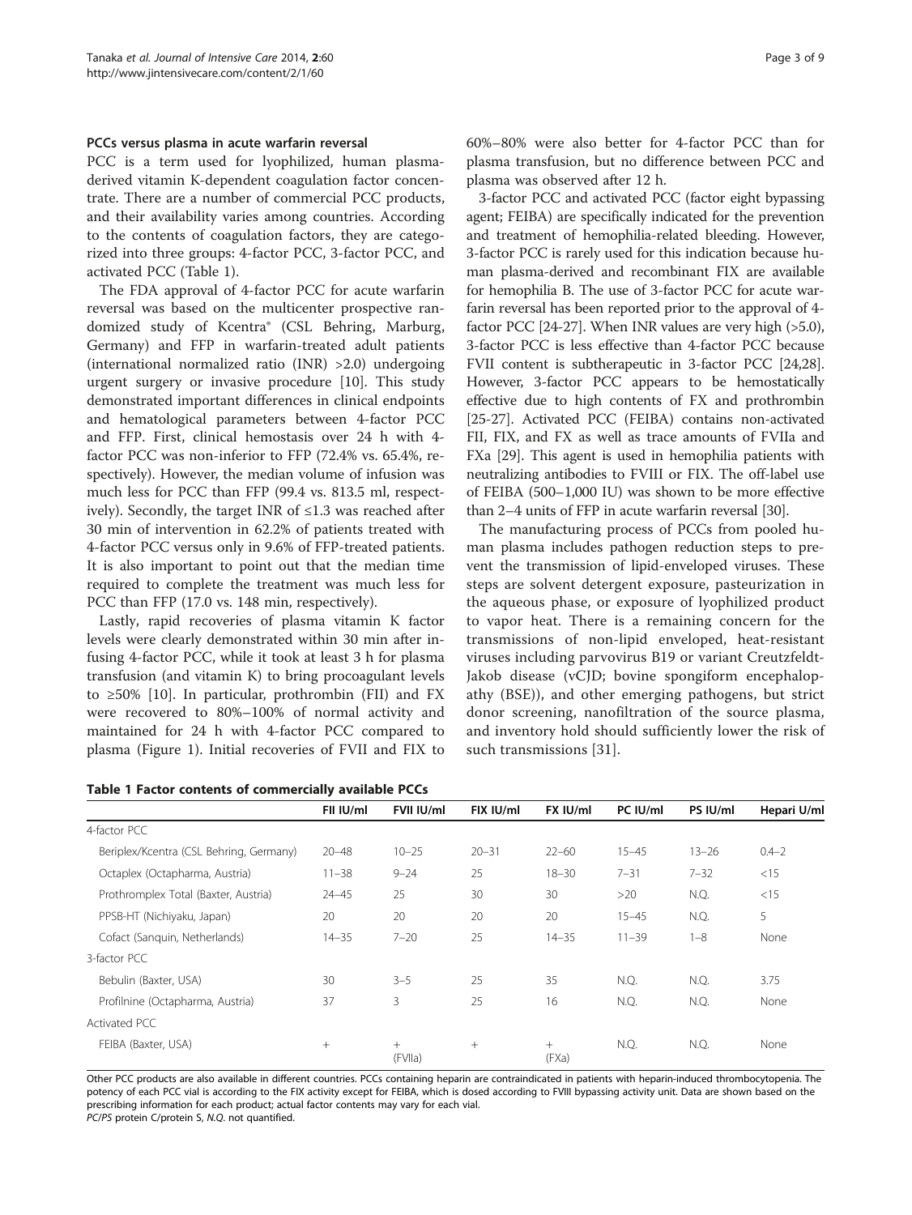### PCCs versus plasma in acute warfarin reversal

PCC is a term used for lyophilized, human plasma-derived vitamin K-dependent coagulation factor concentrate. There are a number of commercial PCC products, and their availability varies among countries. According to the contents of coagulation factors, they are categorized into three groups: 4-factor PCC, 3-factor PCC, and activated PCC (Table 1).

The FDA approval of 4-factor PCC for acute warfarin reversal was based on the multicenter prospective randomized study of Kcentra® (CSL Behring, Marburg, Germany) and FFP in warfarin-treated adult patients (international normalized ratio (INR) >2.0) undergoing urgent surgery or invasive procedure [10]. This study demonstrated important differences in clinical endpoints and hematological parameters between 4-factor PCC and FFP. First, clinical hemostasis over 24 h with 4-factor PCC was non-inferior to FFP (72.4% vs. 65.4%, respectively). However, the median volume of infusion was much less for PCC than FFP (99.4 vs. 813.5 ml, respectively). Secondly, the target INR of ≤1.3 was reached after 30 min of intervention in 62.2% of patients treated with 4-factor PCC versus only in 9.6% of FFP-treated patients. It is also important to point out that the median time required to complete the treatment was much less for PCC than FFP (17.0 vs. 148 min, respectively).

Lastly, rapid recoveries of plasma vitamin K factor levels were clearly demonstrated within 30 min after infusing 4-factor PCC, while it took at least 3 h for plasma transfusion (and vitamin K) to bring procoagulant levels to ≥50% [10]. In particular, prothrombin (FII) and FX were recovered to 80%–100% of normal activity and maintained for 24 h with 4-factor PCC compared to plasma (Figure 1). Initial recoveries of FVII and FIX to 60%–80% were also better for 4-factor PCC than for plasma transfusion, but no difference between PCC and plasma was observed after 12 h.

3-factor PCC and activated PCC (factor eight bypassing agent; FEIBA) are specifically indicated for the prevention and treatment of hemophilia-related bleeding. However, 3-factor PCC is rarely used for this indication because human plasma-derived and recombinant FIX are available for hemophilia B. The use of 3-factor PCC for acute warfarin reversal has been reported prior to the approval of 4-factor PCC [24-27]. When INR values are very high (>5.0), 3-factor PCC is less effective than 4-factor PCC because FVII content is subtherapeutic in 3-factor PCC [24,28]. However, 3-factor PCC appears to be hemostatically effective due to high contents of FX and prothrombin [25-27]. Activated PCC (FEIBA) contains non-activated FII, FIX, and FX as well as trace amounts of FVIIa and FXa [29]. This agent is used in hemophilia patients with neutralizing antibodies to FVIII or FIX. The off-label use of FEIBA (500–1,000 IU) was shown to be more effective than 2–4 units of FFP in acute warfarin reversal [30].

The manufacturing process of PCCs from pooled human plasma includes pathogen reduction steps to prevent the transmission of lipid-enveloped viruses. These steps are solvent detergent exposure, pasteurization in the aqueous phase, or exposure of lyophilized product to vapor heat. There is a remaining concern for the transmissions of non-lipid enveloped, heat-resistant viruses including parvovirus B19 or variant Creutzfeldt-Jakob disease (vCJD; bovine spongiform encephalopathy (BSE)), and other emerging pathogens, but strict donor screening, nanofiltration of the source plasma, and inventory hold should sufficiently lower the risk of such transmissions [31].

**Table 1 Factor contents of commercially available PCCs**

| | FII IU/ml | FVII IU/ml | FIX IU/ml | FX IU/ml | PC IU/ml | PS IU/ml | Hepari U/ml |
|---|---|---|---|---|---|---|---|
| 4-factor PCC | | | | | | | |
| Beriplex/Kcentra (CSL Behring, Germany) | 20–48 | 10–25 | 20–31 | 22–60 | 15–45 | 13–26 | 0.4–2 |
| Octaplex (Octapharma, Austria) | 11–38 | 9–24 | 25 | 18–30 | 7–31 | 7–32 | <15 |
| Prothromplex Total (Baxter, Austria) | 24–45 | 25 | 30 | 30 | >20 | N.Q. | <15 |
| PPSB-HT (Nichiyaku, Japan) | 20 | 20 | 20 | 20 | 15–45 | N.Q. | 5 |
| Cofact (Sanquin, Netherlands) | 14–35 | 7–20 | 25 | 14–35 | 11–39 | 1–8 | None |
| 3-factor PCC | | | | | | | |
| Bebulin (Baxter, USA) | 30 | 3–5 | 25 | 35 | N.Q. | N.Q. | 3.75 |
| Profilnine (Octapharma, Austria) | 37 | 3 | 25 | 16 | N.Q. | N.Q. | None |
| Activated PCC | | | | | | | |
| FEIBA (Baxter, USA) | + | + (FVIIa) | + | + (FXa) | N.Q. | N.Q. | None |

Other PCC products are also available in different countries. PCCs containing heparin are contraindicated in patients with heparin-induced thrombocytopenia. The potency of each PCC vial is according to the FIX activity except for FEIBA, which is dosed according to FVIII bypassing activity unit. Data are shown based on the prescribing information for each product; actual factor contents may vary for each vial.
*PC/PS* protein C/protein S, *N.Q.* not quantified.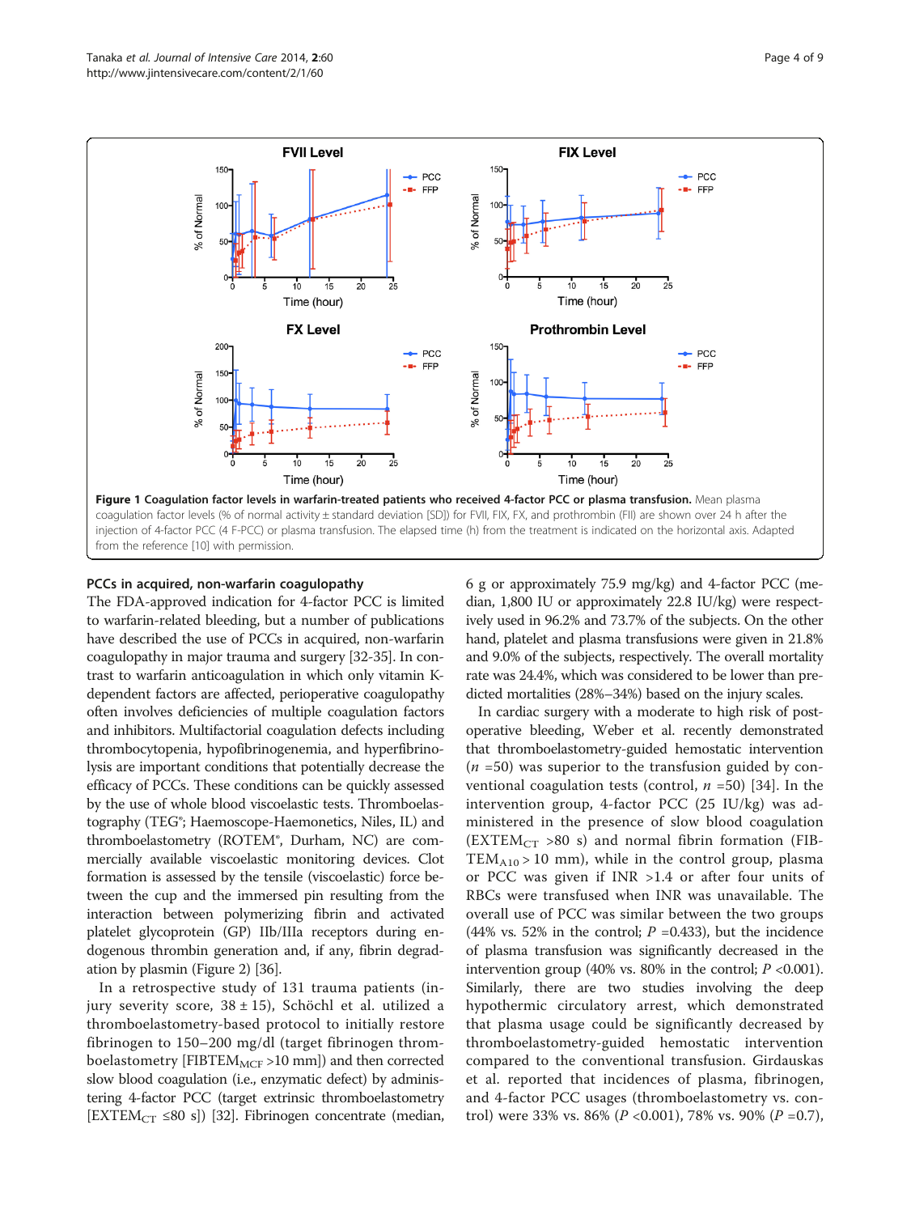**Figure 1 Coagulation factor levels in warfarin-treated patients who received 4-factor PCC or plasma transfusion.** Mean plasma coagulation factor levels (% of normal activity ± standard deviation [SD]) for FVII, FIX, FX, and prothrombin (FII) are shown over 24 h after the injection of 4-factor PCC (4 F-PCC) or plasma transfusion. The elapsed time (h) from the treatment is indicated on the horizontal axis. Adapted from the reference [10] with permission.

## PCCs in acquired, non-warfarin coagulopathy

The FDA-approved indication for 4-factor PCC is limited to warfarin-related bleeding, but a number of publications have described the use of PCCs in acquired, non-warfarin coagulopathy in major trauma and surgery [32-35]. In contrast to warfarin anticoagulation in which only vitamin K-dependent factors are affected, perioperative coagulopathy often involves deficiencies of multiple coagulation factors and inhibitors. Multifactorial coagulation defects including thrombocytopenia, hypofibrinogenemia, and hyperfibrinolysis are important conditions that potentially decrease the efficacy of PCCs. These conditions can be quickly assessed by the use of whole blood viscoelastic tests. Thromboelastography (TEG®; Haemoscope-Haemonetics, Niles, IL) and thromboelastometry (ROTEM®, Durham, NC) are commercially available viscoelastic monitoring devices. Clot formation is assessed by the tensile (viscoelastic) force between the cup and the immersed pin resulting from the interaction between polymerizing fibrin and activated platelet glycoprotein (GP) IIb/IIIa receptors during endogenous thrombin generation and, if any, fibrin degradation by plasmin (Figure 2) [36].

In a retrospective study of 131 trauma patients (injury severity score, 38 ± 15), Schöchl et al. utilized a thromboelastometry-based protocol to initially restore fibrinogen to 150–200 mg/dl (target fibrinogen thromboelastometry [$FIBTEM_{MCF}$ >10 mm]) and then corrected slow blood coagulation (i.e., enzymatic defect) by administering 4-factor PCC (target extrinsic thromboelastometry [$EXTEM_{CT}$ ≤80 s]) [32]. Fibrinogen concentrate (median, 6 g or approximately 75.9 mg/kg) and 4-factor PCC (median, 1,800 IU or approximately 22.8 IU/kg) were respectively used in 96.2% and 73.7% of the subjects. On the other hand, platelet and plasma transfusions were given in 21.8% and 9.0% of the subjects, respectively. The overall mortality rate was 24.4%, which was considered to be lower than predicted mortalities (28%–34%) based on the injury scales.

In cardiac surgery with a moderate to high risk of postoperative bleeding, Weber et al. recently demonstrated that thromboelastometry-guided hemostatic intervention ($n$ =50) was superior to the transfusion guided by conventional coagulation tests (control, $n$ =50) [34]. In the intervention group, 4-factor PCC (25 IU/kg) was administered in the presence of slow blood coagulation ($EXTEM_{CT}$ >80 s) and normal fibrin formation ($FIBTEM_{A10}$ > 10 mm), while in the control group, plasma or PCC was given if INR >1.4 or after four units of RBCs were transfused when INR was unavailable. The overall use of PCC was similar between the two groups (44% vs. 52% in the control; $P$ =0.433), but the incidence of plasma transfusion was significantly decreased in the intervention group (40% vs. 80% in the control; $P$ <0.001). Similarly, there are two studies involving the deep hypothermic circulatory arrest, which demonstrated that plasma usage could be significantly decreased by thromboelastometry-guided hemostatic intervention compared to the conventional transfusion. Girdauskas et al. reported that incidences of plasma, fibrinogen, and 4-factor PCC usages (thromboelastometry vs. control) were 33% vs. 86% ($P$ <0.001), 78% vs. 90% ($P$ =0.7),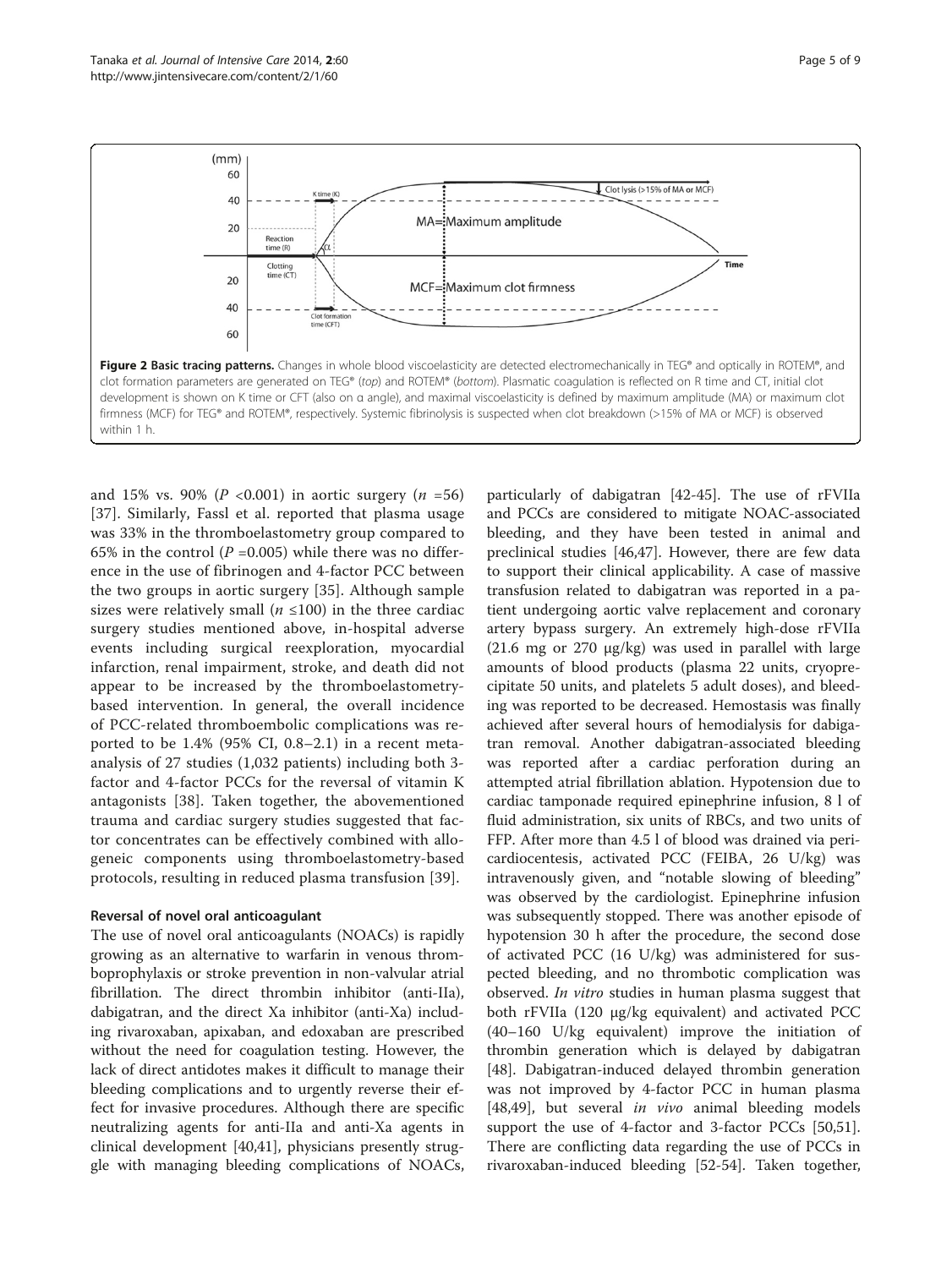**Figure 2 Basic tracing patterns.** Changes in whole blood viscoelasticity are detected electromechanically in TEG® and optically in ROTEM®, and clot formation parameters are generated on TEG® (*top*) and ROTEM® (*bottom*). Plasmatic coagulation is reflected on R time and CT, initial clot development is shown on K time or CFT (also on α angle), and maximal viscoelasticity is defined by maximum amplitude (MA) or maximum clot firmness (MCF) for TEG® and ROTEM®, respectively. Systemic fibrinolysis is suspected when clot breakdown (>15% of MA or MCF) is observed within 1 h.

and 15% vs. 90% ($P$ <0.001) in aortic surgery ($n$ =56) [37]. Similarly, Fassl et al. reported that plasma usage was 33% in the thromboelastometry group compared to 65% in the control ($P$ =0.005) while there was no difference in the use of fibrinogen and 4-factor PCC between the two groups in aortic surgery [35]. Although sample sizes were relatively small ($n$ ≤100) in the three cardiac surgery studies mentioned above, in-hospital adverse events including surgical reexploration, myocardial infarction, renal impairment, stroke, and death did not appear to be increased by the thromboelastometry-based intervention. In general, the overall incidence of PCC-related thromboembolic complications was reported to be 1.4% (95% CI, 0.8–2.1) in a recent meta-analysis of 27 studies (1,032 patients) including both 3-factor and 4-factor PCCs for the reversal of vitamin K antagonists [38]. Taken together, the abovementioned trauma and cardiac surgery studies suggested that factor concentrates can be effectively combined with allogeneic components using thromboelastometry-based protocols, resulting in reduced plasma transfusion [39].

### Reversal of novel oral anticoagulant

The use of novel oral anticoagulants (NOACs) is rapidly growing as an alternative to warfarin in venous thromboprophylaxis or stroke prevention in non-valvular atrial fibrillation. The direct thrombin inhibitor (anti-IIa), dabigatran, and the direct Xa inhibitor (anti-Xa) including rivaroxaban, apixaban, and edoxaban are prescribed without the need for coagulation testing. However, the lack of direct antidotes makes it difficult to manage their bleeding complications and to urgently reverse their effect for invasive procedures. Although there are specific neutralizing agents for anti-IIa and anti-Xa agents in clinical development [40,41], physicians presently struggle with managing bleeding complications of NOACs, particularly of dabigatran [42-45]. The use of rFVIIa and PCCs are considered to mitigate NOAC-associated bleeding, and they have been tested in animal and preclinical studies [46,47]. However, there are few data to support their clinical applicability. A case of massive transfusion related to dabigatran was reported in a patient undergoing aortic valve replacement and coronary artery bypass surgery. An extremely high-dose rFVIIa (21.6 mg or 270 μg/kg) was used in parallel with large amounts of blood products (plasma 22 units, cryoprecipitate 50 units, and platelets 5 adult doses), and bleeding was reported to be decreased. Hemostasis was finally achieved after several hours of hemodialysis for dabigatran removal. Another dabigatran-associated bleeding was reported after a cardiac perforation during an attempted atrial fibrillation ablation. Hypotension due to cardiac tamponade required epinephrine infusion, 8 l of fluid administration, six units of RBCs, and two units of FFP. After more than 4.5 l of blood was drained via pericardiocentesis, activated PCC (FEIBA, 26 U/kg) was intravenously given, and "notable slowing of bleeding" was observed by the cardiologist. Epinephrine infusion was subsequently stopped. There was another episode of hypotension 30 h after the procedure, the second dose of activated PCC (16 U/kg) was administered for suspected bleeding, and no thrombotic complication was observed. *In vitro* studies in human plasma suggest that both rFVIIa (120 μg/kg equivalent) and activated PCC (40–160 U/kg equivalent) improve the initiation of thrombin generation which is delayed by dabigatran [48]. Dabigatran-induced delayed thrombin generation was not improved by 4-factor PCC in human plasma [48,49], but several *in vivo* animal bleeding models support the use of 4-factor and 3-factor PCCs [50,51]. There are conflicting data regarding the use of PCCs in rivaroxaban-induced bleeding [52-54]. Taken together,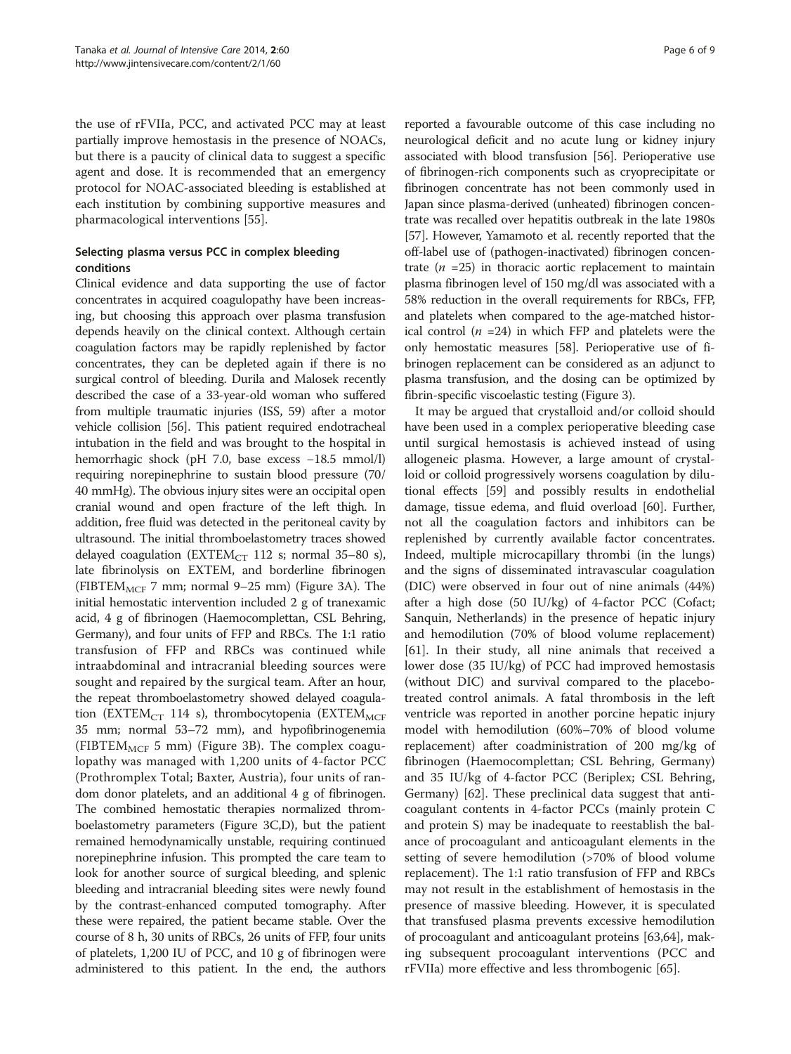the use of rFVIIa, PCC, and activated PCC may at least partially improve hemostasis in the presence of NOACs, but there is a paucity of clinical data to suggest a specific agent and dose. It is recommended that an emergency protocol for NOAC-associated bleeding is established at each institution by combining supportive measures and pharmacological interventions [55].

### Selecting plasma versus PCC in complex bleeding conditions

Clinical evidence and data supporting the use of factor concentrates in acquired coagulopathy have been increasing, but choosing this approach over plasma transfusion depends heavily on the clinical context. Although certain coagulation factors may be rapidly replenished by factor concentrates, they can be depleted again if there is no surgical control of bleeding. Durila and Malosek recently described the case of a 33-year-old woman who suffered from multiple traumatic injuries (ISS, 59) after a motor vehicle collision [56]. This patient required endotracheal intubation in the field and was brought to the hospital in hemorrhagic shock (pH 7.0, base excess −18.5 mmol/l) requiring norepinephrine to sustain blood pressure (70/40 mmHg). The obvious injury sites were an occipital open cranial wound and open fracture of the left thigh. In addition, free fluid was detected in the peritoneal cavity by ultrasound. The initial thromboelastometry traces showed delayed coagulation ($EXTEM_{CT}$ 112 s; normal 35–80 s), late fibrinolysis on EXTEM, and borderline fibrinogen ($FIBTEM_{MCF}$ 7 mm; normal 9–25 mm) (Figure 3A). The initial hemostatic intervention included 2 g of tranexamic acid, 4 g of fibrinogen (Haemocomplettan, CSL Behring, Germany), and four units of FFP and RBCs. The 1:1 ratio transfusion of FFP and RBCs was continued while intraabdominal and intracranial bleeding sources were sought and repaired by the surgical team. After an hour, the repeat thromboelastometry showed delayed coagulation ($EXTEM_{CT}$ 114 s), thrombocytopenia ($EXTEM_{MCF}$ 35 mm; normal 53–72 mm), and hypofibrinogenemia ($FIBTEM_{MCF}$ 5 mm) (Figure 3B). The complex coagulopathy was managed with 1,200 units of 4-factor PCC (Prothromplex Total; Baxter, Austria), four units of random donor platelets, and an additional 4 g of fibrinogen. The combined hemostatic therapies normalized thromboelastometry parameters (Figure 3C,D), but the patient remained hemodynamically unstable, requiring continued norepinephrine infusion. This prompted the care team to look for another source of surgical bleeding, and splenic bleeding and intracranial bleeding sites were newly found by the contrast-enhanced computed tomography. After these were repaired, the patient became stable. Over the course of 8 h, 30 units of RBCs, 26 units of FFP, four units of platelets, 1,200 IU of PCC, and 10 g of fibrinogen were administered to this patient. In the end, the authors reported a favourable outcome of this case including no neurological deficit and no acute lung or kidney injury associated with blood transfusion [56]. Perioperative use of fibrinogen-rich components such as cryoprecipitate or fibrinogen concentrate has not been commonly used in Japan since plasma-derived (unheated) fibrinogen concentrate was recalled over hepatitis outbreak in the late 1980s [57]. However, Yamamoto et al. recently reported that the off-label use of (pathogen-inactivated) fibrinogen concentrate ($n$ =25) in thoracic aortic replacement to maintain plasma fibrinogen level of 150 mg/dl was associated with a 58% reduction in the overall requirements for RBCs, FFP, and platelets when compared to the age-matched historical control ($n$ =24) in which FFP and platelets were the only hemostatic measures [58]. Perioperative use of fibrinogen replacement can be considered as an adjunct to plasma transfusion, and the dosing can be optimized by fibrin-specific viscoelastic testing (Figure 3).

It may be argued that crystalloid and/or colloid should have been used in a complex perioperative bleeding case until surgical hemostasis is achieved instead of using allogeneic plasma. However, a large amount of crystalloid or colloid progressively worsens coagulation by dilutional effects [59] and possibly results in endothelial damage, tissue edema, and fluid overload [60]. Further, not all the coagulation factors and inhibitors can be replenished by currently available factor concentrates. Indeed, multiple microcapillary thrombi (in the lungs) and the signs of disseminated intravascular coagulation (DIC) were observed in four out of nine animals (44%) after a high dose (50 IU/kg) of 4-factor PCC (Cofact; Sanquin, Netherlands) in the presence of hepatic injury and hemodilution (70% of blood volume replacement) [61]. In their study, all nine animals that received a lower dose (35 IU/kg) of PCC had improved hemostasis (without DIC) and survival compared to the placebo-treated control animals. A fatal thrombosis in the left ventricle was reported in another porcine hepatic injury model with hemodilution (60%–70% of blood volume replacement) after coadministration of 200 mg/kg of fibrinogen (Haemocomplettan; CSL Behring, Germany) and 35 IU/kg of 4-factor PCC (Beriplex; CSL Behring, Germany) [62]. These preclinical data suggest that anticoagulant contents in 4-factor PCCs (mainly protein C and protein S) may be inadequate to reestablish the balance of procoagulant and anticoagulant elements in the setting of severe hemodilution (>70% of blood volume replacement). The 1:1 ratio transfusion of FFP and RBCs may not result in the establishment of hemostasis in the presence of massive bleeding. However, it is speculated that transfused plasma prevents excessive hemodilution of procoagulant and anticoagulant proteins [63,64], making subsequent procoagulant interventions (PCC and rFVIIa) more effective and less thrombogenic [65].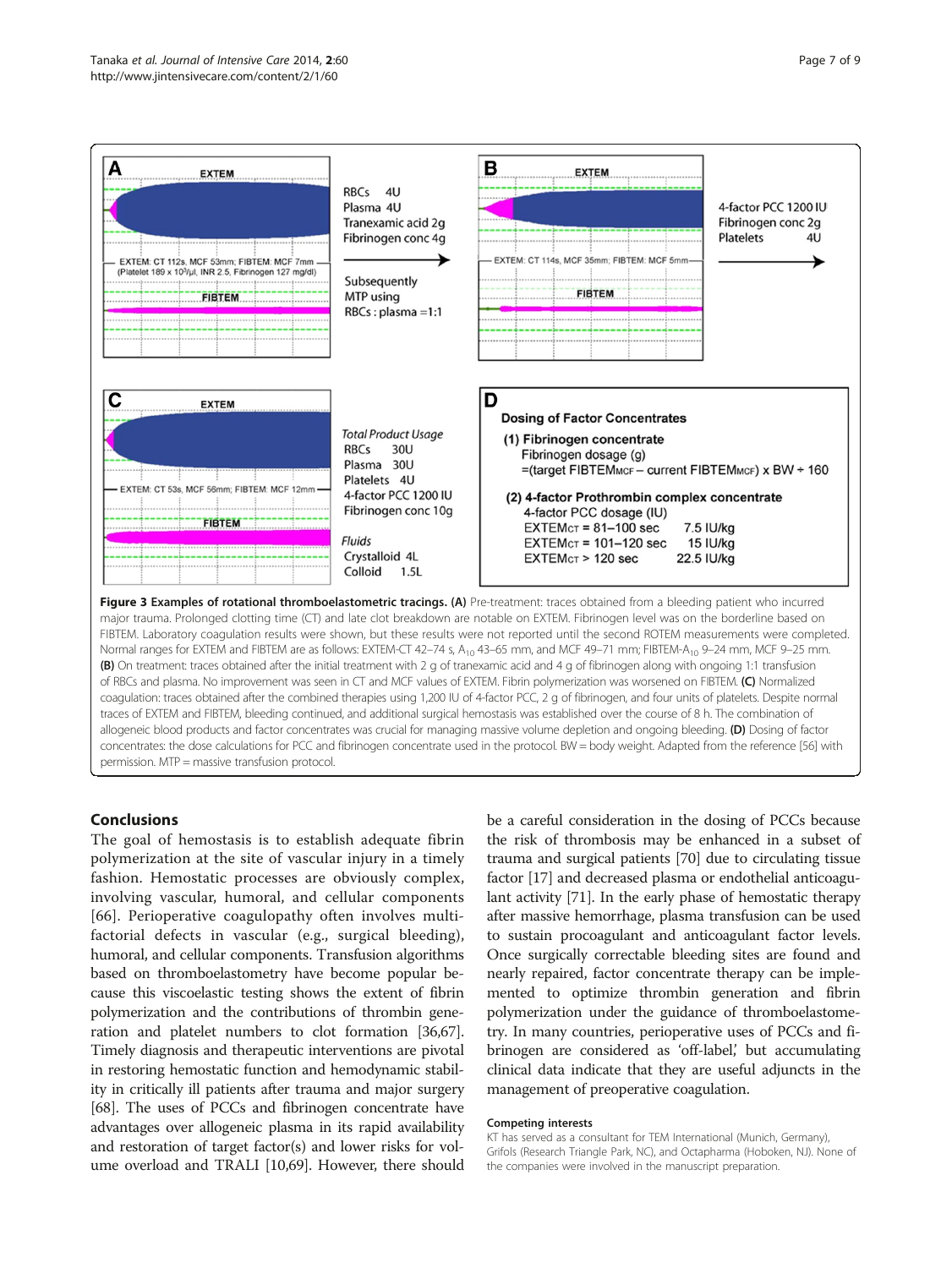**A** EXTEM

EXTEM: CT 112s, MCF 53mm; FIBTEM: MCF 7mm (Platelet 189 x $10^3$/μl, INR 2.5, Fibrinogen 127 mg/dl)

FIBTEM

RBCs 4U
Plasma 4U
Tranexamic acid 2g
Fibrinogen conc 4g

Subsequently MTP using RBCs : plasma =1:1

**B** EXTEM

EXTEM: CT 114s, MCF 35mm; FIBTEM: MCF 5mm

FIBTEM

4-factor PCC 1200 IU
Fibrinogen conc 2g
Platelets 4U

**C** EXTEM

EXTEM: CT 53s, MCF 56mm; FIBTEM: MCF 12mm

FIBTEM

*Total Product Usage*
RBCs 30U
Plasma 30U
Platelets 4U
4-factor PCC 1200 IU
Fibrinogen conc 10g

*Fluids*
Crystalloid 4L
Colloid 1.5L

**D**

**Dosing of Factor Concentrates**

**(1) Fibrinogen concentrate**
Fibrinogen dosage (g)
=(target $FIBTEM_{MCF}$ – current $FIBTEM_{MCF}$) x BW ÷ 160

**(2) 4-factor Prothrombin complex concentrate**
4-factor PCC dosage (IU)
$EXTEM_{CT}$ = 81–100 sec 7.5 IU/kg
$EXTEM_{CT}$ = 101–120 sec 15 IU/kg
$EXTEM_{CT}$ > 120 sec 22.5 IU/kg

**Figure 3 Examples of rotational thromboelastometric tracings. (A)** Pre-treatment: traces obtained from a bleeding patient who incurred major trauma. Prolonged clotting time (CT) and late clot breakdown are notable on EXTEM. Fibrinogen level was on the borderline based on FIBTEM. Laboratory coagulation results were shown, but these results were not reported until the second ROTEM measurements were completed. Normal ranges for EXTEM and FIBTEM are as follows: EXTEM-CT 42–74 s, $A_{10}$ 43–65 mm, and MCF 49–71 mm; FIBTEM-$A_{10}$ 9–24 mm, MCF 9–25 mm. **(B)** On treatment: traces obtained after the initial treatment with 2 g of tranexamic acid and 4 g of fibrinogen along with ongoing 1:1 transfusion of RBCs and plasma. No improvement was seen in CT and MCF values of EXTEM. Fibrin polymerization was worsened on FIBTEM. **(C)** Normalized coagulation: traces obtained after the combined therapies using 1,200 IU of 4-factor PCC, 2 g of fibrinogen, and four units of platelets. Despite normal traces of EXTEM and FIBTEM, bleeding continued, and additional surgical hemostasis was established over the course of 8 h. The combination of allogeneic blood products and factor concentrates was crucial for managing massive volume depletion and ongoing bleeding. **(D)** Dosing of factor concentrates: the dose calculations for PCC and fibrinogen concentrate used in the protocol. BW = body weight. Adapted from the reference [56] with permission. MTP = massive transfusion protocol.

## Conclusions

The goal of hemostasis is to establish adequate fibrin polymerization at the site of vascular injury in a timely fashion. Hemostatic processes are obviously complex, involving vascular, humoral, and cellular components [66]. Perioperative coagulopathy often involves multifactorial defects in vascular (e.g., surgical bleeding), humoral, and cellular components. Transfusion algorithms based on thromboelastometry have become popular because this viscoelastic testing shows the extent of fibrin polymerization and the contributions of thrombin generation and platelet numbers to clot formation [36,67]. Timely diagnosis and therapeutic interventions are pivotal in restoring hemostatic function and hemodynamic stability in critically ill patients after trauma and major surgery [68]. The uses of PCCs and fibrinogen concentrate have advantages over allogeneic plasma in its rapid availability and restoration of target factor(s) and lower risks for volume overload and TRALI [10,69]. However, there should be a careful consideration in the dosing of PCCs because the risk of thrombosis may be enhanced in a subset of trauma and surgical patients [70] due to circulating tissue factor [17] and decreased plasma or endothelial anticoagulant activity [71]. In the early phase of hemostatic therapy after massive hemorrhage, plasma transfusion can be used to sustain procoagulant and anticoagulant factor levels. Once surgically correctable bleeding sites are found and nearly repaired, factor concentrate therapy can be implemented to optimize thrombin generation and fibrin polymerization under the guidance of thromboelastometry. In many countries, perioperative uses of PCCs and fibrinogen are considered as 'off-label,' but accumulating clinical data indicate that they are useful adjuncts in the management of preoperative coagulation.

#### Competing interests

KT has served as a consultant for TEM International (Munich, Germany), Grifols (Research Triangle Park, NC), and Octapharma (Hoboken, NJ). None of the companies were involved in the manuscript preparation.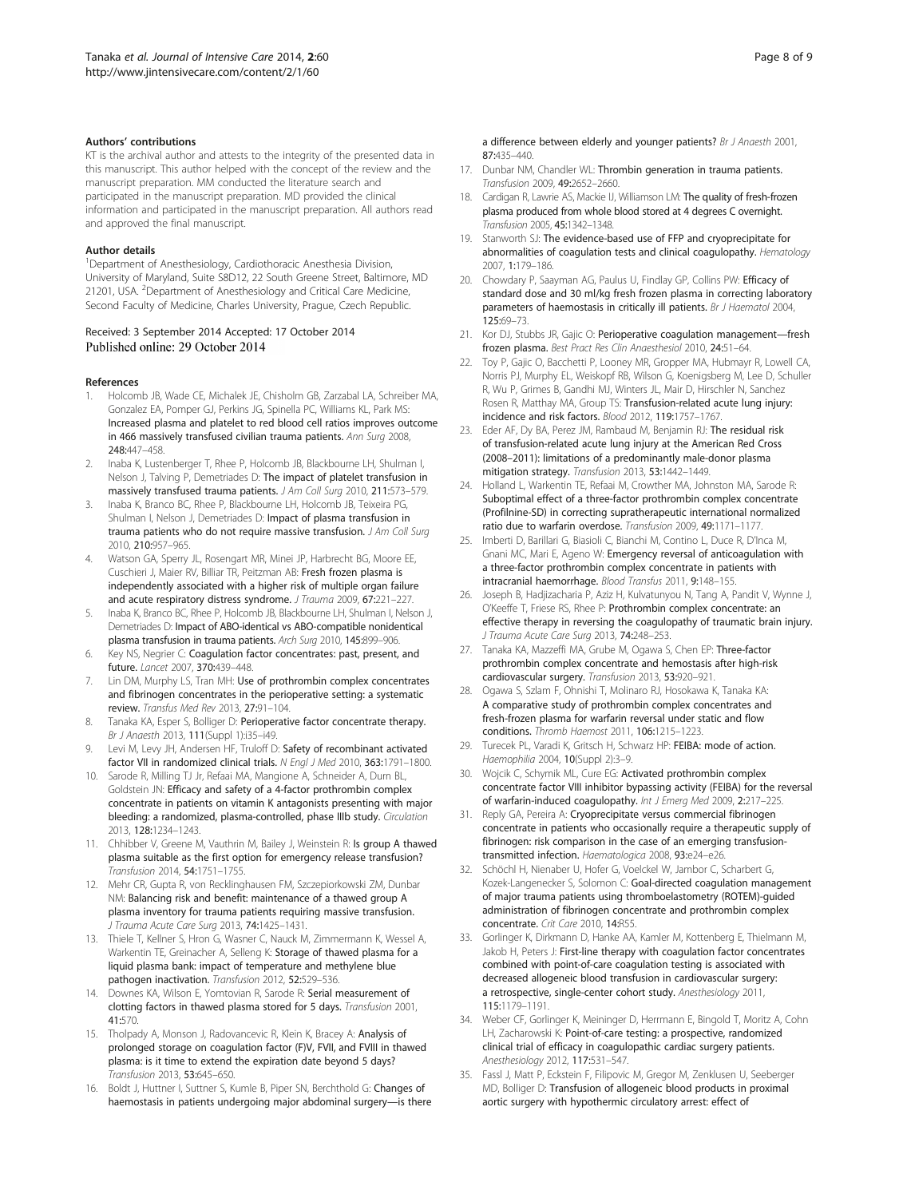### Authors' contributions

KT is the archival author and attests to the integrity of the presented data in this manuscript. This author helped with the concept of the review and the manuscript preparation. MM conducted the literature search and participated in the manuscript preparation. MD provided the clinical information and participated in the manuscript preparation. All authors read and approved the final manuscript.

### Author details

[1]Department of Anesthesiology, Cardiothoracic Anesthesia Division, University of Maryland, Suite S8D12, 22 South Greene Street, Baltimore, MD 21201, USA. [2]Department of Anesthesiology and Critical Care Medicine, Second Faculty of Medicine, Charles University, Prague, Czech Republic.

Received: 3 September 2014 Accepted: 17 October 2014
Published online: 29 October 2014

### References

1. Holcomb JB, Wade CE, Michalek JE, Chisholm GB, Zarzabal LA, Schreiber MA, Gonzalez EA, Pomper GJ, Perkins JG, Spinella PC, Williams KL, Park MS: **Increased plasma and platelet to red blood cell ratios improves outcome in 466 massively transfused civilian trauma patients.** *Ann Surg* 2008, **248:**447–458.
2. Inaba K, Lustenberger T, Rhee P, Holcomb JB, Blackbourne LH, Shulman I, Nelson J, Talving P, Demetriades D: **The impact of platelet transfusion in massively transfused trauma patients.** *J Am Coll Surg* 2010, **211:**573–579.
3. Inaba K, Branco BC, Rhee P, Blackbourne LH, Holcomb JB, Teixeira PG, Shulman I, Nelson J, Demetriades D: **Impact of plasma transfusion in trauma patients who do not require massive transfusion.** *J Am Coll Surg* 2010, **210:**957–965.
4. Watson GA, Sperry JL, Rosengart MR, Minei JP, Harbrecht BG, Moore EE, Cuschieri J, Maier RV, Billiar TR, Peitzman AB: **Fresh frozen plasma is independently associated with a higher risk of multiple organ failure and acute respiratory distress syndrome.** *J Trauma* 2009, **67:**221–227.
5. Inaba K, Branco BC, Rhee P, Holcomb JB, Blackbourne LH, Shulman I, Nelson J, Demetriades D: **Impact of ABO-identical vs ABO-compatible nonidentical plasma transfusion in trauma patients.** *Arch Surg* 2010, **145:**899–906.
6. Key NS, Negrier C: **Coagulation factor concentrates: past, present, and future.** *Lancet* 2007, **370:**439–448.
7. Lin DM, Murphy LS, Tran MH: **Use of prothrombin complex concentrates and fibrinogen concentrates in the perioperative setting: a systematic review.** *Transfus Med Rev* 2013, **27:**91–104.
8. Tanaka KA, Esper S, Bolliger D: **Perioperative factor concentrate therapy.** *Br J Anaesth* 2013, **111**(Suppl 1):i35–i49.
9. Levi M, Levy JH, Andersen HF, Truloff D: **Safety of recombinant activated factor VII in randomized clinical trials.** *N Engl J Med* 2010, **363:**1791–1800.
10. Sarode R, Milling TJ Jr, Refaai MA, Mangione A, Schneider A, Durn BL, Goldstein JN: **Efficacy and safety of a 4-factor prothrombin complex concentrate in patients on vitamin K antagonists presenting with major bleeding: a randomized, plasma-controlled, phase IIIb study.** *Circulation* 2013, **128:**1234–1243.
11. Chhibber V, Greene M, Vauthrin M, Bailey J, Weinstein R: **Is group A thawed plasma suitable as the first option for emergency release transfusion?** *Transfusion* 2014, **54:**1751–1755.
12. Mehr CR, Gupta R, von Recklinghausen FM, Szczepiorkowski ZM, Dunbar NM: **Balancing risk and benefit: maintenance of a thawed group A plasma inventory for trauma patients requiring massive transfusion.** *J Trauma Acute Care Surg* 2013, **74:**1425–1431.
13. Thiele T, Kellner S, Hron G, Wasner C, Nauck M, Zimmermann K, Wessel A, Warkentin TE, Greinacher A, Selleng K: **Storage of thawed plasma for a liquid plasma bank: impact of temperature and methylene blue pathogen inactivation.** *Transfusion* 2012, **52:**529–536.
14. Downes KA, Wilson E, Yomtovian R, Sarode R: **Serial measurement of clotting factors in thawed plasma stored for 5 days.** *Transfusion* 2001, **41:**570.
15. Tholpady A, Monson J, Radovancevic R, Klein K, Bracey A: **Analysis of prolonged storage on coagulation factor (F)V, FVII, and FVIII in thawed plasma: is it time to extend the expiration date beyond 5 days?** *Transfusion* 2013, **53:**645–650.
16. Boldt J, Huttner I, Suttner S, Kumle B, Piper SN, Berchthold G: **Changes of haemostasis in patients undergoing major abdominal surgery—is there a difference between elderly and younger patients?** *Br J Anaesth* 2001, **87:**435–440.
17. Dunbar NM, Chandler WL: **Thrombin generation in trauma patients.** *Transfusion* 2009, **49:**2652–2660.
18. Cardigan R, Lawrie AS, Mackie IJ, Williamson LM: **The quality of fresh-frozen plasma produced from whole blood stored at 4 degrees C overnight.** *Transfusion* 2005, **45:**1342–1348.
19. Stanworth SJ: **The evidence-based use of FFP and cryoprecipitate for abnormalities of coagulation tests and clinical coagulopathy.** *Hematology* 2007, **1:**179–186.
20. Chowdary P, Saayman AG, Paulus U, Findlay GP, Collins PW: **Efficacy of standard dose and 30 ml/kg fresh frozen plasma in correcting laboratory parameters of haemostasis in critically ill patients.** *Br J Haematol* 2004, **125:**69–73.
21. Kor DJ, Stubbs JR, Gajic O: **Perioperative coagulation management—fresh frozen plasma.** *Best Pract Res Clin Anaesthesiol* 2010, **24:**51–64.
22. Toy P, Gajic O, Bacchetti P, Looney MR, Gropper MA, Hubmayr R, Lowell CA, Norris PJ, Murphy EL, Weiskopf RB, Wilson G, Koenigsberg M, Lee D, Schuller R, Wu P, Grimes B, Gandhi MJ, Winters JL, Mair D, Hirschler N, Sanchez Rosen R, Matthay MA, Group TS: **Transfusion-related acute lung injury: incidence and risk factors.** *Blood* 2012, **119:**1757–1767.
23. Eder AF, Dy BA, Perez JM, Rambaud M, Benjamin RJ: **The residual risk of transfusion-related acute lung injury at the American Red Cross (2008–2011): limitations of a predominantly male-donor plasma mitigation strategy.** *Transfusion* 2013, **53:**1442–1449.
24. Holland L, Warkentin TE, Refaai M, Crowther MA, Johnston MA, Sarode R: **Suboptimal effect of a three-factor prothrombin complex concentrate (Profilnine-SD) in correcting supratherapeutic international normalized ratio due to warfarin overdose.** *Transfusion* 2009, **49:**1171–1177.
25. Imberti D, Barillari G, Biasioli C, Bianchi M, Contino L, Duce R, D'Inca M, Gnani MC, Mari E, Ageno W: **Emergency reversal of anticoagulation with a three-factor prothrombin complex concentrate in patients with intracranial haemorrhage.** *Blood Transfus* 2011, **9:**148–155.
26. Joseph B, Hadjizacharia P, Aziz H, Kulvatunyou N, Tang A, Pandit V, Wynne J, O'Keeffe T, Friese RS, Rhee P: **Prothrombin complex concentrate: an effective therapy in reversing the coagulopathy of traumatic brain injury.** *J Trauma Acute Care Surg* 2013, **74:**248–253.
27. Tanaka KA, Mazzeffi MA, Grube M, Ogawa S, Chen EP: **Three-factor prothrombin complex concentrate and hemostasis after high-risk cardiovascular surgery.** *Transfusion* 2013, **53:**920–921.
28. Ogawa S, Szlam F, Ohnishi T, Molinaro RJ, Hosokawa K, Tanaka KA: **A comparative study of prothrombin complex concentrates and fresh-frozen plasma for warfarin reversal under static and flow conditions.** *Thromb Haemost* 2011, **106:**1215–1223.
29. Turecek PL, Varadi K, Gritsch H, Schwarz HP: **FEIBA: mode of action.** *Haemophilia* 2004, **10**(Suppl 2):3–9.
30. Wojcik C, Schymik ML, Cure EG: **Activated prothrombin complex concentrate factor VIII inhibitor bypassing activity (FEIBA) for the reversal of warfarin-induced coagulopathy.** *Int J Emerg Med* 2009, **2:**217–225.
31. Reply GA, Pereira A: **Cryoprecipitate versus commercial fibrinogen concentrate in patients who occasionally require a therapeutic supply of fibrinogen: risk comparison in the case of an emerging transfusion-transmitted infection.** *Haematologica* 2008, **93:**e24–e26.
32. Schöchl H, Nienaber U, Hofer G, Voelckel W, Jambor C, Scharbert G, Kozek-Langenecker S, Solomon C: **Goal-directed coagulation management of major trauma patients using thromboelastometry (ROTEM)-guided administration of fibrinogen concentrate and prothrombin complex concentrate.** *Crit Care* 2010, **14:**R55.
33. Gorlinger K, Dirkmann D, Hanke AA, Kamler M, Kottenberg E, Thielmann M, Jakob H, Peters J: **First-line therapy with coagulation factor concentrates combined with point-of-care coagulation testing is associated with decreased allogeneic blood transfusion in cardiovascular surgery: a retrospective, single-center cohort study.** *Anesthesiology* 2011, **115:**1179–1191.
34. Weber CF, Gorlinger K, Meininger D, Herrmann E, Bingold T, Moritz A, Cohn LH, Zacharowski K: **Point-of-care testing: a prospective, randomized clinical trial of efficacy in coagulopathic cardiac surgery patients.** *Anesthesiology* 2012, **117:**531–547.
35. Fassl J, Matt P, Eckstein F, Filipovic M, Gregor M, Zenklusen U, Seeberger MD, Bolliger D: **Transfusion of allogeneic blood products in proximal aortic surgery with hypothermic circulatory arrest: effect of**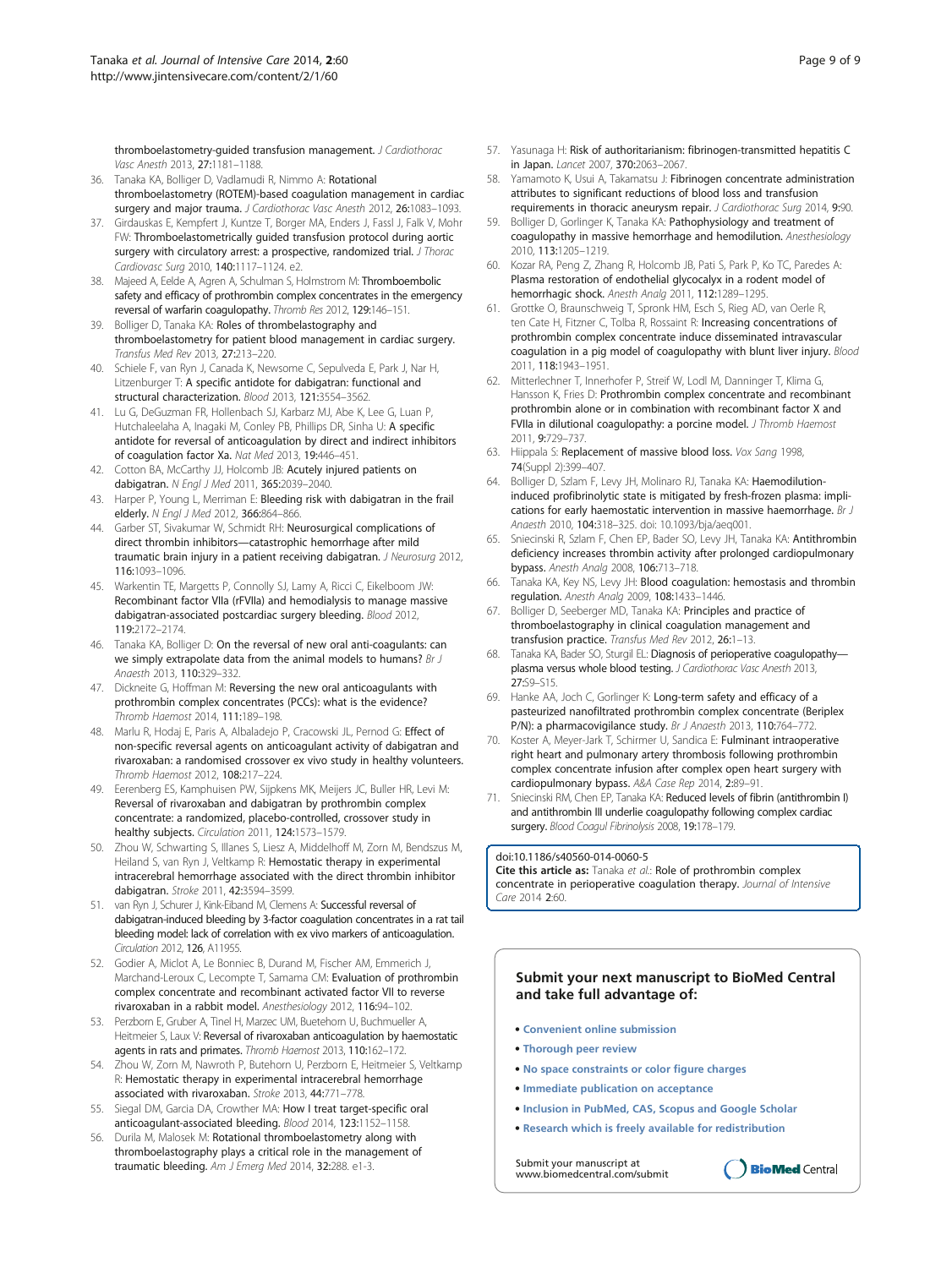thromboelastometry-guided transfusion management. *J Cardiothorac Vasc Anesth* 2013, **27**:1181–1188.

36. Tanaka KA, Bolliger D, Vadlamudi R, Nimmo A: **Rotational thromboelastometry (ROTEM)-based coagulation management in cardiac surgery and major trauma.** *J Cardiothorac Vasc Anesth* 2012, **26**:1083–1093.
37. Girdauskas E, Kempfert J, Kuntze T, Borger MA, Enders J, Fassl J, Falk V, Mohr FW: **Thromboelastometrically guided transfusion protocol during aortic surgery with circulatory arrest: a prospective, randomized trial.** *J Thorac Cardiovasc Surg* 2010, **140**:1117–1124. e2.
38. Majeed A, Eelde A, Agren A, Schulman S, Holmstrom M: **Thromboembolic safety and efficacy of prothrombin complex concentrates in the emergency reversal of warfarin coagulopathy.** *Thromb Res* 2012, **129**:146–151.
39. Bolliger D, Tanaka KA: **Roles of thrombelastography and thromboelastometry for patient blood management in cardiac surgery.** *Transfus Med Rev* 2013, **27**:213–220.
40. Schiele F, van Ryn J, Canada K, Newsome C, Sepulveda E, Park J, Nar H, Litzenburger T: **A specific antidote for dabigatran: functional and structural characterization.** *Blood* 2013, **121**:3554–3562.
41. Lu G, DeGuzman FR, Hollenbach SJ, Karbarz MJ, Abe K, Lee G, Luan P, Hutchaleelaha A, Inagaki M, Conley PB, Phillips DR, Sinha U: **A specific antidote for reversal of anticoagulation by direct and indirect inhibitors of coagulation factor Xa.** *Nat Med* 2013, **19**:446–451.
42. Cotton BA, McCarthy JJ, Holcomb JB: **Acutely injured patients on dabigatran.** *N Engl J Med* 2011, **365**:2039–2040.
43. Harper P, Young L, Merriman E: **Bleeding risk with dabigatran in the frail elderly.** *N Engl J Med* 2012, **366**:864–866.
44. Garber ST, Sivakumar W, Schmidt RH: **Neurosurgical complications of direct thrombin inhibitors—catastrophic hemorrhage after mild traumatic brain injury in a patient receiving dabigatran.** *J Neurosurg* 2012, **116**:1093–1096.
45. Warkentin TE, Margetts P, Connolly SJ, Lamy A, Ricci C, Eikelboom JW: **Recombinant factor VIIa (rFVIIa) and hemodialysis to manage massive dabigatran-associated postcardiac surgery bleeding.** *Blood* 2012, **119**:2172–2174.
46. Tanaka KA, Bolliger D: **On the reversal of new oral anti-coagulants: can we simply extrapolate data from the animal models to humans?** *Br J Anaesth* 2013, **110**:329–332.
47. Dickneite G, Hoffman M: **Reversing the new oral anticoagulants with prothrombin complex concentrates (PCCs): what is the evidence?** *Thromb Haemost* 2014, **111**:189–198.
48. Marlu R, Hodaj E, Paris A, Albaladejo P, Cracowski JL, Pernod G: **Effect of non-specific reversal agents on anticoagulant activity of dabigatran and rivaroxaban: a randomised crossover ex vivo study in healthy volunteers.** *Thromb Haemost* 2012, **108**:217–224.
49. Eerenberg ES, Kamphuisen PW, Sijpkens MK, Meijers JC, Buller HR, Levi M: **Reversal of rivaroxaban and dabigatran by prothrombin complex concentrate: a randomized, placebo-controlled, crossover study in healthy subjects.** *Circulation* 2011, **124**:1573–1579.
50. Zhou W, Schwarting S, Illanes S, Liesz A, Middelhoff M, Zorn M, Bendszus M, Heiland S, van Ryn J, Veltkamp R: **Hemostatic therapy in experimental intracerebral hemorrhage associated with the direct thrombin inhibitor dabigatran.** *Stroke* 2011, **42**:3594–3599.
51. van Ryn J, Schurer J, Kink-Eiband M, Clemens A: **Successful reversal of dabigatran-induced bleeding by 3-factor coagulation concentrates in a rat tail bleeding model: lack of correlation with ex vivo markers of anticoagulation.** *Circulation* 2012, **126**, A11955.
52. Godier A, Miclot A, Le Bonniec B, Durand M, Fischer AM, Emmerich J, Marchand-Leroux C, Lecompte T, Samama CM: **Evaluation of prothrombin complex concentrate and recombinant activated factor VII to reverse rivaroxaban in a rabbit model.** *Anesthesiology* 2012, **116**:94–102.
53. Perzborn E, Gruber A, Tinel H, Marzec UM, Buetehorn U, Buchmueller A, Heitmeier S, Laux V: **Reversal of rivaroxaban anticoagulation by haemostatic agents in rats and primates.** *Thromb Haemost* 2013, **110**:162–172.
54. Zhou W, Zorn M, Nawroth P, Butehorn U, Perzborn E, Heitmeier S, Veltkamp R: **Hemostatic therapy in experimental intracerebral hemorrhage associated with rivaroxaban.** *Stroke* 2013, **44**:771–778.
55. Siegal DM, Garcia DA, Crowther MA: **How I treat target-specific oral anticoagulant-associated bleeding.** *Blood* 2014, **123**:1152–1158.
56. Durila M, Malosek M: **Rotational thromboelastometry along with thromboelastography plays a critical role in the management of traumatic bleeding.** *Am J Emerg Med* 2014, **32**:288. e1-3.
57. Yasunaga H: **Risk of authoritarianism: fibrinogen-transmitted hepatitis C in Japan.** *Lancet* 2007, **370**:2063–2067.
58. Yamamoto K, Usui A, Takamatsu J: **Fibrinogen concentrate administration attributes to significant reductions of blood loss and transfusion requirements in thoracic aneurysm repair.** *J Cardiothorac Surg* 2014, **9**:90.
59. Bolliger D, Gorlinger K, Tanaka KA: **Pathophysiology and treatment of coagulopathy in massive hemorrhage and hemodilution.** *Anesthesiology* 2010, **113**:1205–1219.
60. Kozar RA, Peng Z, Zhang R, Holcomb JB, Pati S, Park P, Ko TC, Paredes A: **Plasma restoration of endothelial glycocalyx in a rodent model of hemorrhagic shock.** *Anesth Analg* 2011, **112**:1289–1295.
61. Grottke O, Braunschweig T, Spronk HM, Esch S, Rieg AD, van Oerle R, ten Cate H, Fitzner C, Tolba R, Rossaint R: **Increasing concentrations of prothrombin complex concentrate induce disseminated intravascular coagulation in a pig model of coagulopathy with blunt liver injury.** *Blood* 2011, **118**:1943–1951.
62. Mitterlechner T, Innerhofer P, Streif W, Lodl M, Danninger T, Klima G, Hansson K, Fries D: **Prothrombin complex concentrate and recombinant prothrombin alone or in combination with recombinant factor X and FVIIa in dilutional coagulopathy: a porcine model.** *J Thromb Haemost* 2011, **9**:729–737.
63. Hiippala S: **Replacement of massive blood loss.** *Vox Sang* 1998, **74**(Suppl 2):399–407.
64. Bolliger D, Szlam F, Levy JH, Molinaro RJ, Tanaka KA: **Haemodilution-induced profibrinolytic state is mitigated by fresh-frozen plasma: implications for early haemostatic intervention in massive haemorrhage.** *Br J Anaesth* 2010, **104**:318–325. doi: 10.1093/bja/aeq001.
65. Sniecinski RM, Szlam F, Chen EP, Bader SO, Levy JH, Tanaka KA: **Antithrombin deficiency increases thrombin activity after prolonged cardiopulmonary bypass.** *Anesth Analg* 2008, **106**:713–718.
66. Tanaka KA, Key NS, Levy JH: **Blood coagulation: hemostasis and thrombin regulation.** *Anesth Analg* 2009, **108**:1433–1446.
67. Bolliger D, Seeberger MD, Tanaka KA: **Principles and practice of thromboelastography in clinical coagulation management and transfusion practice.** *Transfus Med Rev* 2012, **26**:1–13.
68. Tanaka KA, Bader SO, Sturgil EL: **Diagnosis of perioperative coagulopathy—plasma versus whole blood testing.** *J Cardiothorac Vasc Anesth* 2013, **27**:S9–S15.
69. Hanke AA, Joch C, Gorlinger K: **Long-term safety and efficacy of a pasteurized nanofiltrated prothrombin complex concentrate (Beriplex P/N): a pharmacovigilance study.** *Br J Anaesth* 2013, **110**:764–772.
70. Koster A, Meyer-Jark T, Schirmer U, Sandica E: **Fulminant intraoperative right heart and pulmonary artery thrombosis following prothrombin complex concentrate infusion after complex open heart surgery with cardiopulmonary bypass.** *A&A Case Rep* 2014, **2**:89–91.
71. Sniecinski RM, Chen EP, Tanaka KA: **Reduced levels of fibrin (antithrombin I) and antithrombin III underlie coagulopathy following complex cardiac surgery.** *Blood Coagul Fibrinolysis* 2008, **19**:178–179.

doi:10.1186/s40560-014-0060-5

**Cite this article as:** Tanaka *et al.*: Role of prothrombin complex concentrate in perioperative coagulation therapy. *Journal of Intensive Care* 2014 **2**:60.

**Submit your next manuscript to BioMed Central and take full advantage of:**

- **Convenient online submission**
- **Thorough peer review**
- **No space constraints or color figure charges**
- **Immediate publication on acceptance**
- **Inclusion in PubMed, CAS, Scopus and Google Scholar**
- **Research which is freely available for redistribution**

Submit your manuscript at
www.biomedcentral.com/submit

BioMed Central